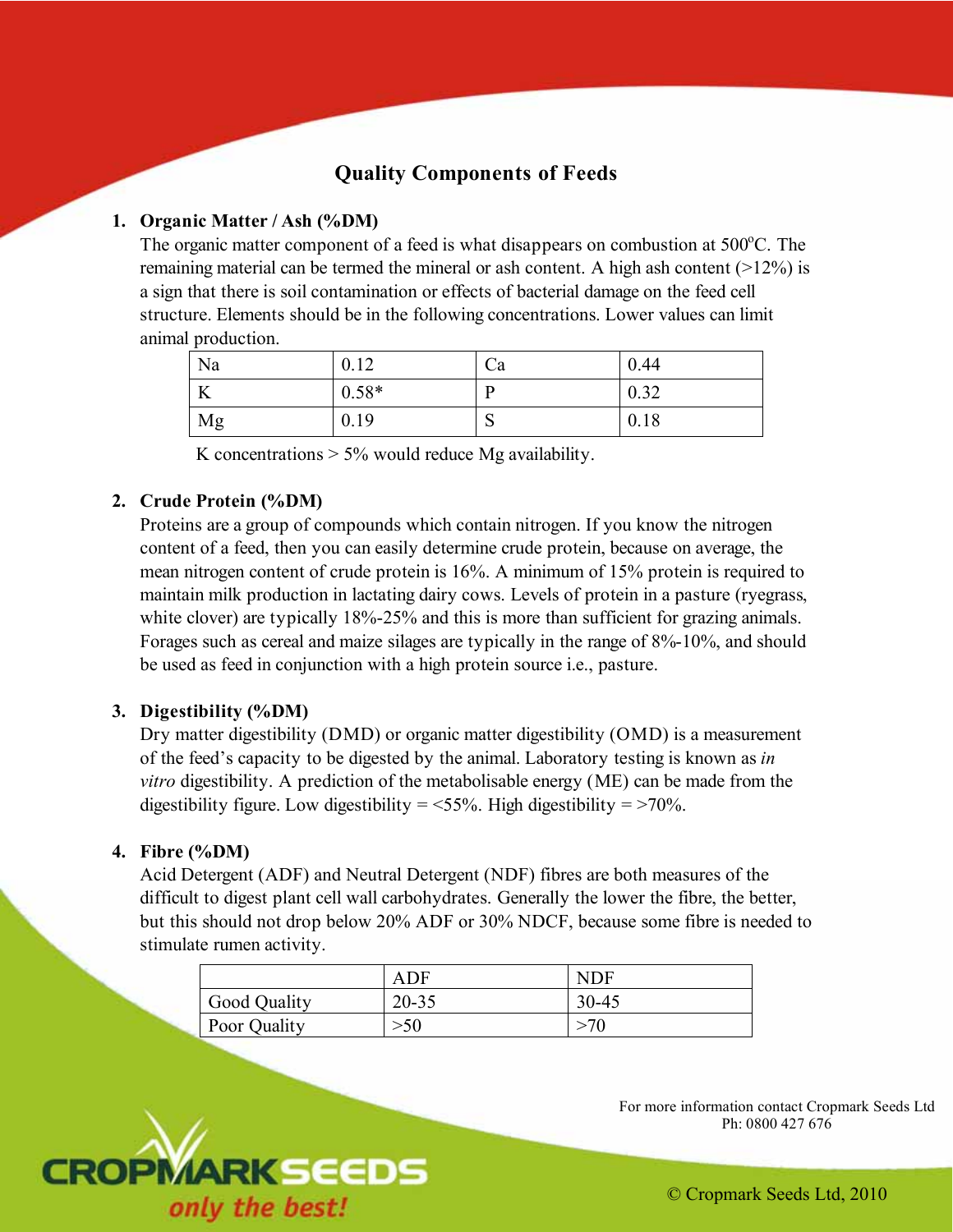# Quality Components of Feeds

1. **Organic Matter / Ash (%DM)**

   The organic matter component of a feed is what disappears on combustion at 500°C. The remaining material can be termed the mineral or ash content. A high ash content (>12%) is a sign that there is soil contamination or effects of bacterial damage on the feed cell structure. Elements should be in the following concentrations. Lower values can limit animal production.

   | Na | 0.12 | Ca | 0.44 |
   |---|---|---|---|
   | K | 0.58* | P | 0.32 |
   | Mg | 0.19 | S | 0.18 |

   K concentrations > 5% would reduce Mg availability.

2. **Crude Protein (%DM)**

   Proteins are a group of compounds which contain nitrogen. If you know the nitrogen content of a feed, then you can easily determine crude protein, because on average, the mean nitrogen content of crude protein is 16%. A minimum of 15% protein is required to maintain milk production in lactating dairy cows. Levels of protein in a pasture (ryegrass, white clover) are typically 18%-25% and this is more than sufficient for grazing animals. Forages such as cereal and maize silages are typically in the range of 8%-10%, and should be used as feed in conjunction with a high protein source i.e., pasture.

3. **Digestibility (%DM)**

   Dry matter digestibility (DMD) or organic matter digestibility (OMD) is a measurement of the feed's capacity to be digested by the animal. Laboratory testing is known as *in vitro* digestibility. A prediction of the metabolisable energy (ME) can be made from the digestibility figure. Low digestibility = <55%. High digestibility = >70%.

4. **Fibre (%DM)**

   Acid Detergent (ADF) and Neutral Detergent (NDF) fibres are both measures of the difficult to digest plant cell wall carbohydrates. Generally the lower the fibre, the better, but this should not drop below 20% ADF or 30% NDCF, because some fibre is needed to stimulate rumen activity.

   | | ADF | NDF |
   |---|---|---|
   | Good Quality | 20-35 | 30-45 |
   | Poor Quality | >50 | >70 |

For more information contact Cropmark Seeds Ltd
Ph: 0800 427 676

CROPMARK SEEDS *only the best!*

© Cropmark Seeds Ltd, 2010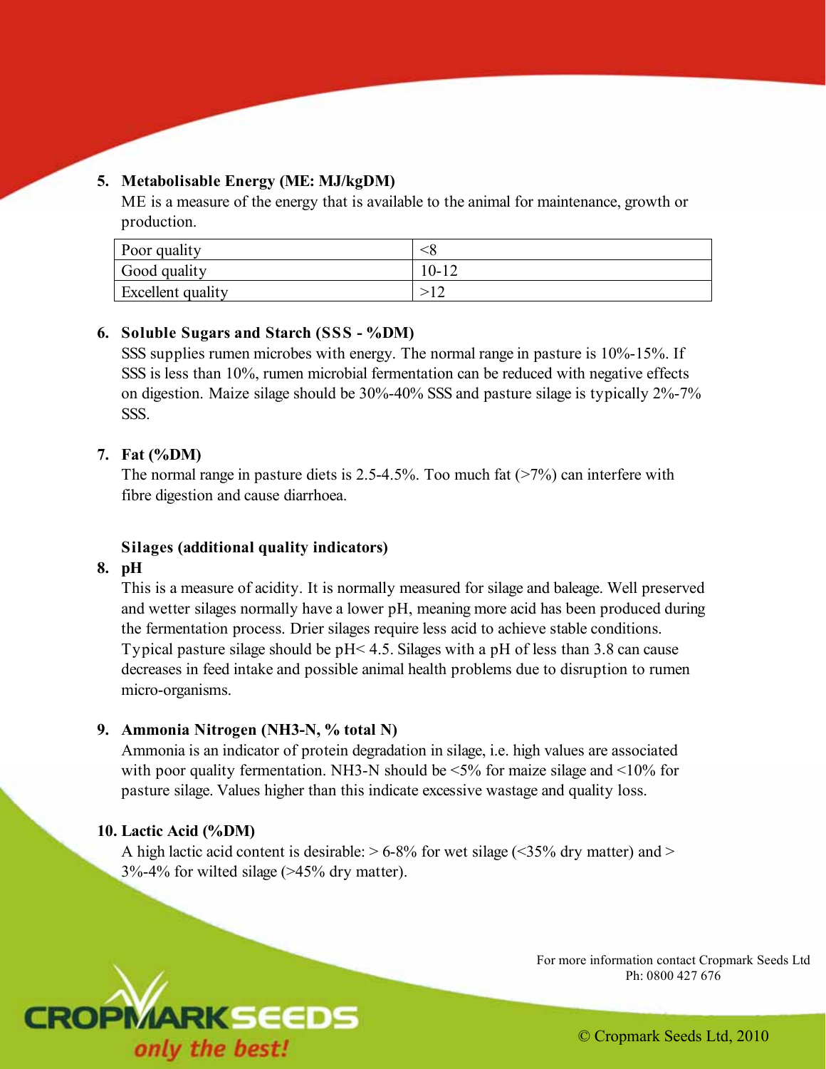5. **Metabolisable Energy (ME: MJ/kgDM)**
   ME is a measure of the energy that is available to the animal for maintenance, growth or production.

| | |
|---|---|
| Poor quality | <8 |
| Good quality | 10-12 |
| Excellent quality | >12 |

6. **Soluble Sugars and Starch (SSS - %DM)**
   SSS supplies rumen microbes with energy. The normal range in pasture is 10%-15%. If SSS is less than 10%, rumen microbial fermentation can be reduced with negative effects on digestion. Maize silage should be 30%-40% SSS and pasture silage is typically 2%-7% SSS.

7. **Fat (%DM)**
   The normal range in pasture diets is 2.5-4.5%. Too much fat (>7%) can interfere with fibre digestion and cause diarrhoea.

**Silages (additional quality indicators)**

8. **pH**
   This is a measure of acidity. It is normally measured for silage and baleage. Well preserved and wetter silages normally have a lower pH, meaning more acid has been produced during the fermentation process. Drier silages require less acid to achieve stable conditions. Typical pasture silage should be pH< 4.5. Silages with a pH of less than 3.8 can cause decreases in feed intake and possible animal health problems due to disruption to rumen micro-organisms.

9. **Ammonia Nitrogen ($NH_3$-N, % total N)**
   Ammonia is an indicator of protein degradation in silage, i.e. high values are associated with poor quality fermentation. $NH_3$-N should be <5% for maize silage and <10% for pasture silage. Values higher than this indicate excessive wastage and quality loss.

10. **Lactic Acid (%DM)**
    A high lactic acid content is desirable: > 6-8% for wet silage (<35% dry matter) and > 3%-4% for wilted silage (>45% dry matter).

For more information contact Cropmark Seeds Ltd
Ph: 0800 427 676

CROPMARK SEEDS *only the best!*

© Cropmark Seeds Ltd, 2010